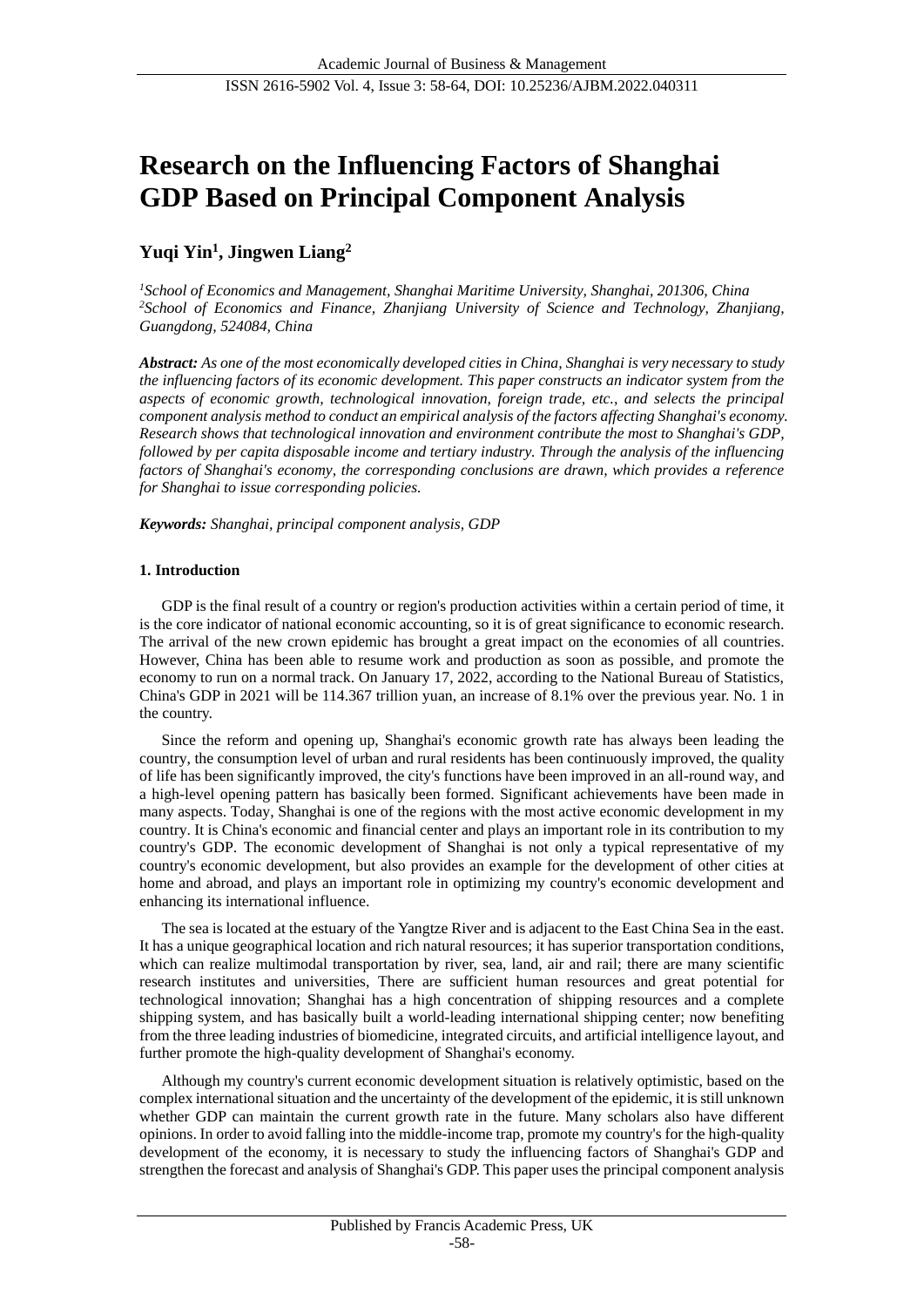# Research on the Influencing Factors of Shanghai GDP Based on Principal Component Analysis

**Yuqi Yin[1], Jingwen Liang[2]**

*[1]School of Economics and Management, Shanghai Maritime University, Shanghai, 201306, China*
*[2]School of Economics and Finance, Zhanjiang University of Science and Technology, Zhanjiang, Guangdong, 524084, China*

***Abstract:*** *As one of the most economically developed cities in China, Shanghai is very necessary to study the influencing factors of its economic development. This paper constructs an indicator system from the aspects of economic growth, technological innovation, foreign trade, etc., and selects the principal component analysis method to conduct an empirical analysis of the factors affecting Shanghai's economy. Research shows that technological innovation and environment contribute the most to Shanghai's GDP, followed by per capita disposable income and tertiary industry. Through the analysis of the influencing factors of Shanghai's economy, the corresponding conclusions are drawn, which provides a reference for Shanghai to issue corresponding policies.*

***Keywords:*** *Shanghai, principal component analysis, GDP*

## 1. Introduction

GDP is the final result of a country or region's production activities within a certain period of time, it is the core indicator of national economic accounting, so it is of great significance to economic research. The arrival of the new crown epidemic has brought a great impact on the economies of all countries. However, China has been able to resume work and production as soon as possible, and promote the economy to run on a normal track. On January 17, 2022, according to the National Bureau of Statistics, China's GDP in 2021 will be 114.367 trillion yuan, an increase of 8.1% over the previous year. No. 1 in the country.

Since the reform and opening up, Shanghai's economic growth rate has always been leading the country, the consumption level of urban and rural residents has been continuously improved, the quality of life has been significantly improved, the city's functions have been improved in an all-round way, and a high-level opening pattern has basically been formed. Significant achievements have been made in many aspects. Today, Shanghai is one of the regions with the most active economic development in my country. It is China's economic and financial center and plays an important role in its contribution to my country's GDP. The economic development of Shanghai is not only a typical representative of my country's economic development, but also provides an example for the development of other cities at home and abroad, and plays an important role in optimizing my country's economic development and enhancing its international influence.

The sea is located at the estuary of the Yangtze River and is adjacent to the East China Sea in the east. It has a unique geographical location and rich natural resources; it has superior transportation conditions, which can realize multimodal transportation by river, sea, land, air and rail; there are many scientific research institutes and universities, There are sufficient human resources and great potential for technological innovation; Shanghai has a high concentration of shipping resources and a complete shipping system, and has basically built a world-leading international shipping center; now benefiting from the three leading industries of biomedicine, integrated circuits, and artificial intelligence layout, and further promote the high-quality development of Shanghai's economy.

Although my country's current economic development situation is relatively optimistic, based on the complex international situation and the uncertainty of the development of the epidemic, it is still unknown whether GDP can maintain the current growth rate in the future. Many scholars also have different opinions. In order to avoid falling into the middle-income trap, promote my country's for the high-quality development of the economy, it is necessary to study the influencing factors of Shanghai's GDP and strengthen the forecast and analysis of Shanghai's GDP. This paper uses the principal component analysis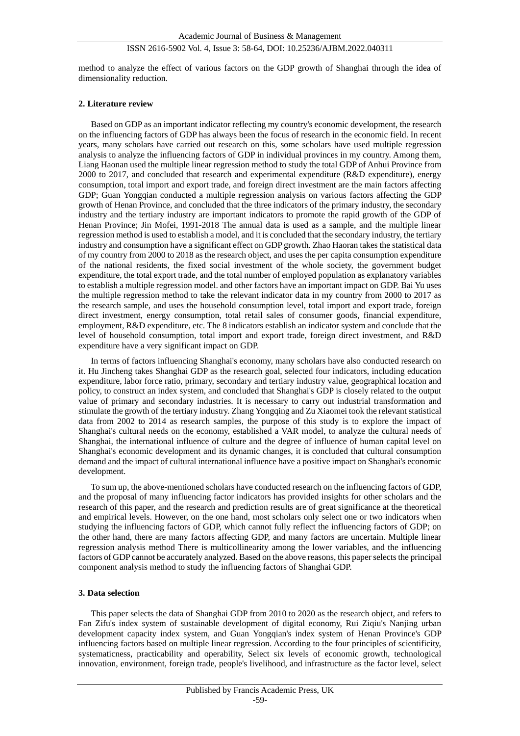method to analyze the effect of various factors on the GDP growth of Shanghai through the idea of dimensionality reduction.

## 2. Literature review

Based on GDP as an important indicator reflecting my country's economic development, the research on the influencing factors of GDP has always been the focus of research in the economic field. In recent years, many scholars have carried out research on this, some scholars have used multiple regression analysis to analyze the influencing factors of GDP in individual provinces in my country. Among them, Liang Haonan used the multiple linear regression method to study the total GDP of Anhui Province from 2000 to 2017, and concluded that research and experimental expenditure (R&D expenditure), energy consumption, total import and export trade, and foreign direct investment are the main factors affecting GDP; Guan Yongqian conducted a multiple regression analysis on various factors affecting the GDP growth of Henan Province, and concluded that the three indicators of the primary industry, the secondary industry and the tertiary industry are important indicators to promote the rapid growth of the GDP of Henan Province; Jin Mofei, 1991-2018 The annual data is used as a sample, and the multiple linear regression method is used to establish a model, and it is concluded that the secondary industry, the tertiary industry and consumption have a significant effect on GDP growth. Zhao Haoran takes the statistical data of my country from 2000 to 2018 as the research object, and uses the per capita consumption expenditure of the national residents, the fixed social investment of the whole society, the government budget expenditure, the total export trade, and the total number of employed population as explanatory variables to establish a multiple regression model. and other factors have an important impact on GDP. Bai Yu uses the multiple regression method to take the relevant indicator data in my country from 2000 to 2017 as the research sample, and uses the household consumption level, total import and export trade, foreign direct investment, energy consumption, total retail sales of consumer goods, financial expenditure, employment, R&D expenditure, etc. The 8 indicators establish an indicator system and conclude that the level of household consumption, total import and export trade, foreign direct investment, and R&D expenditure have a very significant impact on GDP.

In terms of factors influencing Shanghai's economy, many scholars have also conducted research on it. Hu Jincheng takes Shanghai GDP as the research goal, selected four indicators, including education expenditure, labor force ratio, primary, secondary and tertiary industry value, geographical location and policy, to construct an index system, and concluded that Shanghai's GDP is closely related to the output value of primary and secondary industries. It is necessary to carry out industrial transformation and stimulate the growth of the tertiary industry. Zhang Yongqing and Zu Xiaomei took the relevant statistical data from 2002 to 2014 as research samples, the purpose of this study is to explore the impact of Shanghai's cultural needs on the economy, established a VAR model, to analyze the cultural needs of Shanghai, the international influence of culture and the degree of influence of human capital level on Shanghai's economic development and its dynamic changes, it is concluded that cultural consumption demand and the impact of cultural international influence have a positive impact on Shanghai's economic development.

To sum up, the above-mentioned scholars have conducted research on the influencing factors of GDP, and the proposal of many influencing factor indicators has provided insights for other scholars and the research of this paper, and the research and prediction results are of great significance at the theoretical and empirical levels. However, on the one hand, most scholars only select one or two indicators when studying the influencing factors of GDP, which cannot fully reflect the influencing factors of GDP; on the other hand, there are many factors affecting GDP, and many factors are uncertain. Multiple linear regression analysis method There is multicollinearity among the lower variables, and the influencing factors of GDP cannot be accurately analyzed. Based on the above reasons, this paper selects the principal component analysis method to study the influencing factors of Shanghai GDP.

## 3. Data selection

This paper selects the data of Shanghai GDP from 2010 to 2020 as the research object, and refers to Fan Zifu's index system of sustainable development of digital economy, Rui Ziqiu's Nanjing urban development capacity index system, and Guan Yongqian's index system of Henan Province's GDP influencing factors based on multiple linear regression. According to the four principles of scientificity, systematicness, practicability and operability, Select six levels of economic growth, technological innovation, environment, foreign trade, people's livelihood, and infrastructure as the factor level, select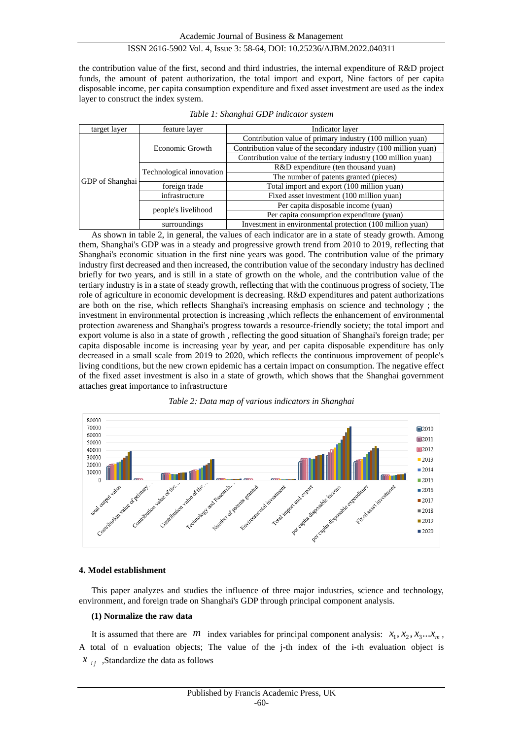the contribution value of the first, second and third industries, the internal expenditure of R&D project funds, the amount of patent authorization, the total import and export, Nine factors of per capita disposable income, per capita consumption expenditure and fixed asset investment are used as the index layer to construct the index system.

*Table 1: Shanghai GDP indicator system*

| target layer | feature layer | Indicator layer |
|---|---|---|
| GDP of Shanghai | Economic Growth | Contribution value of primary industry (100 million yuan) |
| | | Contribution value of the secondary industry (100 million yuan) |
| | | Contribution value of the tertiary industry (100 million yuan) |
| | Technological innovation | R&D expenditure (ten thousand yuan) |
| | | The number of patents granted (pieces) |
| | foreign trade | Total import and export (100 million yuan) |
| | infrastructure | Fixed asset investment (100 million yuan) |
| | people's livelihood | Per capita disposable income (yuan) |
| | | Per capita consumption expenditure (yuan) |
| | surroundings | Investment in environmental protection (100 million yuan) |

As shown in table 2, in general, the values of each indicator are in a state of steady growth. Among them, Shanghai's GDP was in a steady and progressive growth trend from 2010 to 2019, reflecting that Shanghai's economic situation in the first nine years was good. The contribution value of the primary industry first decreased and then increased, the contribution value of the secondary industry has declined briefly for two years, and is still in a state of growth on the whole, and the contribution value of the tertiary industry is in a state of steady growth, reflecting that with the continuous progress of society, The role of agriculture in economic development is decreasing. R&D expenditures and patent authorizations are both on the rise, which reflects Shanghai's increasing emphasis on science and technology ; the investment in environmental protection is increasing ,which reflects the enhancement of environmental protection awareness and Shanghai's progress towards a resource-friendly society; the total import and export volume is also in a state of growth , reflecting the good situation of Shanghai's foreign trade; per capita disposable income is increasing year by year, and per capita disposable expenditure has only decreased in a small scale from 2019 to 2020, which reflects the continuous improvement of people's living conditions, but the new crown epidemic has a certain impact on consumption. The negative effect of the fixed asset investment is also in a state of growth, which shows that the Shanghai government attaches great importance to infrastructure

*Table 2: Data map of various indicators in Shanghai*

## 4. Model establishment

This paper analyzes and studies the influence of three major industries, science and technology, environment, and foreign trade on Shanghai's GDP through principal component analysis.

### (1) Normalize the raw data

It is assumed that there are $m$ index variables for principal component analysis: $x_1, x_2, x_3 \ldots x_m$, A total of n evaluation objects; The value of the j-th index of the i-th evaluation object is $x_{ij}$ ,Standardize the data as follows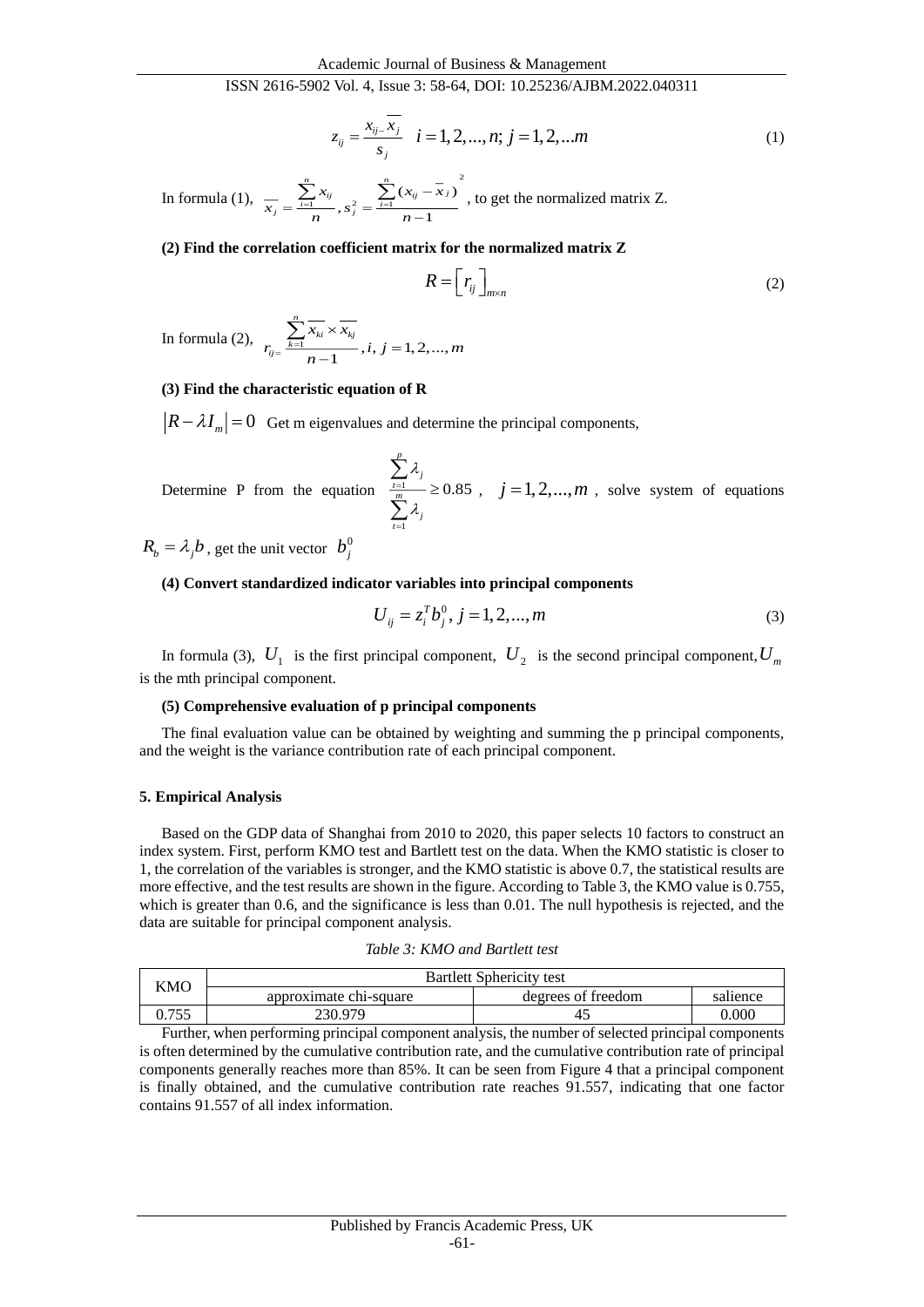$$z_{ij} = \frac{x_{ij-}\overline{x_j}}{s_j} \quad i=1,2,...,n; j=1,2,...m \tag{1}$$

In formula (1), $\overline{x_j} = \frac{\sum_{i=1}^{n} x_{ij}}{n}, s_j^2 = \frac{\sum_{i=1}^{n}(x_{ij} - \overline{x}_j)^2}{n-1}$ , to get the normalized matrix Z.

**(2) Find the correlation coefficient matrix for the normalized matrix Z**

$$R = \left[ r_{ij} \right]_{m \times n} \tag{2}$$

In formula (2), $r_{ij=} \frac{\sum_{k=1}^{n} \overline{x_{ki}} \times \overline{x_{kj}}}{n-1}, i, j = 1, 2, ..., m$

**(3) Find the characteristic equation of R**

$\left| R - \lambda I_m \right| = 0$ Get m eigenvalues and determine the principal components,

Determine P from the equation $\frac{\sum_{t=1}^{p} \lambda_j}{\sum_{t=1}^{m} \lambda_j} \geq 0.85$ , $j = 1, 2, ..., m$ , solve system of equations $R_b = \lambda_j b$ , get the unit vector $b_j^0$

**(4) Convert standardized indicator variables into principal components**

$$U_{ij} = z_i^T b_j^0, j = 1, 2, ..., m \tag{3}$$

In formula (3), $U_1$ is the first principal component, $U_2$ is the second principal component, $U_m$ is the mth principal component.

**(5) Comprehensive evaluation of p principal components**

The final evaluation value can be obtained by weighting and summing the p principal components, and the weight is the variance contribution rate of each principal component.

## 5. Empirical Analysis

Based on the GDP data of Shanghai from 2010 to 2020, this paper selects 10 factors to construct an index system. First, perform KMO test and Bartlett test on the data. When the KMO statistic is closer to 1, the correlation of the variables is stronger, and the KMO statistic is above 0.7, the statistical results are more effective, and the test results are shown in the figure. According to Table 3, the KMO value is 0.755, which is greater than 0.6, and the significance is less than 0.01. The null hypothesis is rejected, and the data are suitable for principal component analysis.

*Table 3: KMO and Bartlett test*

| KMO | Bartlett Sphericity test | | |
|---|---|---|---|
| | approximate chi-square | degrees of freedom | salience |
| 0.755 | 230.979 | 45 | 0.000 |

Further, when performing principal component analysis, the number of selected principal components is often determined by the cumulative contribution rate, and the cumulative contribution rate of principal components generally reaches more than 85%. It can be seen from Figure 4 that a principal component is finally obtained, and the cumulative contribution rate reaches 91.557, indicating that one factor contains 91.557 of all index information.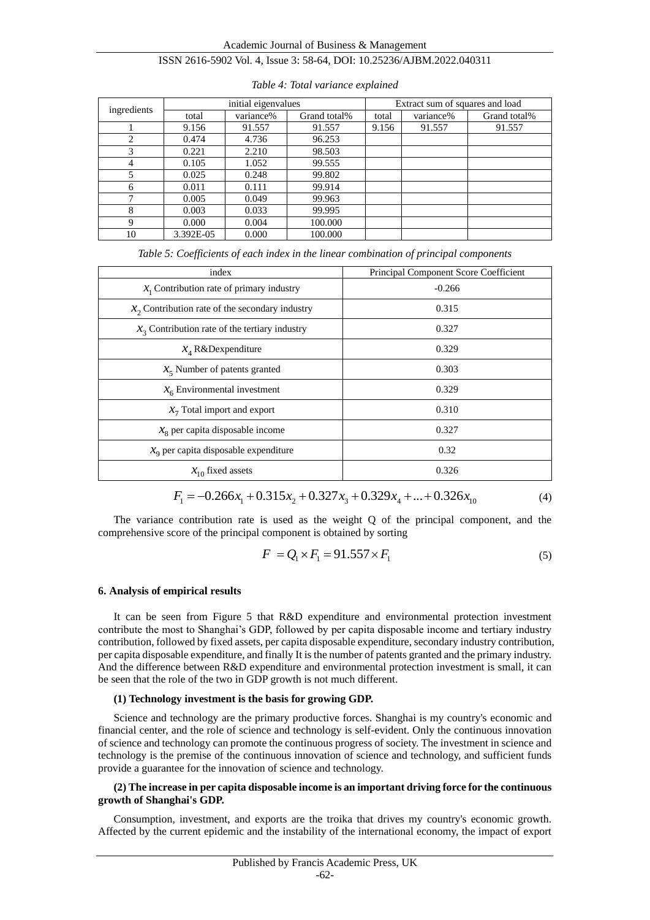*Table 4: Total variance explained*

| ingredients | initial eigenvalues | | | Extract sum of squares and load | | |
|---|---|---|---|---|---|---|
| | total | variance% | Grand total% | total | variance% | Grand total% |
| 1 | 9.156 | 91.557 | 91.557 | 9.156 | 91.557 | 91.557 |
| 2 | 0.474 | 4.736 | 96.253 | | | |
| 3 | 0.221 | 2.210 | 98.503 | | | |
| 4 | 0.105 | 1.052 | 99.555 | | | |
| 5 | 0.025 | 0.248 | 99.802 | | | |
| 6 | 0.011 | 0.111 | 99.914 | | | |
| 7 | 0.005 | 0.049 | 99.963 | | | |
| 8 | 0.003 | 0.033 | 99.995 | | | |
| 9 | 0.000 | 0.004 | 100.000 | | | |
| 10 | 3.392E-05 | 0.000 | 100.000 | | | |

*Table 5: Coefficients of each index in the linear combination of principal components*

| index | Principal Component Score Coefficient |
|---|---|
| $x_1$ Contribution rate of primary industry | -0.266 |
| $x_2$ Contribution rate of the secondary industry | 0.315 |
| $x_3$ Contribution rate of the tertiary industry | 0.327 |
| $x_4$ R&Dexpenditure | 0.329 |
| $x_5$ Number of patents granted | 0.303 |
| $x_6$ Environmental investment | 0.329 |
| $x_7$ Total import and export | 0.310 |
| $x_8$ per capita disposable income | 0.327 |
| $x_9$ per capita disposable expenditure | 0.32 |
| $x_{10}$ fixed assets | 0.326 |

$$F_1 = -0.266x_1 + 0.315x_2 + 0.327x_3 + 0.329x_4 + ... + 0.326x_{10} \tag{4}$$

The variance contribution rate is used as the weight Q of the principal component, and the comprehensive score of the principal component is obtained by sorting

$$F = Q_1 \times F_1 = 91.557 \times F_1 \tag{5}$$

## 6. Analysis of empirical results

It can be seen from Figure 5 that R&D expenditure and environmental protection investment contribute the most to Shanghai's GDP, followed by per capita disposable income and tertiary industry contribution, followed by fixed assets, per capita disposable expenditure, secondary industry contribution, per capita disposable expenditure, and finally It is the number of patents granted and the primary industry. And the difference between R&D expenditure and environmental protection investment is small, it can be seen that the role of the two in GDP growth is not much different.

**(1) Technology investment is the basis for growing GDP.**

Science and technology are the primary productive forces. Shanghai is my country's economic and financial center, and the role of science and technology is self-evident. Only the continuous innovation of science and technology can promote the continuous progress of society. The investment in science and technology is the premise of the continuous innovation of science and technology, and sufficient funds provide a guarantee for the innovation of science and technology.

**(2) The increase in per capita disposable income is an important driving force for the continuous growth of Shanghai's GDP.**

Consumption, investment, and exports are the troika that drives my country's economic growth. Affected by the current epidemic and the instability of the international economy, the impact of export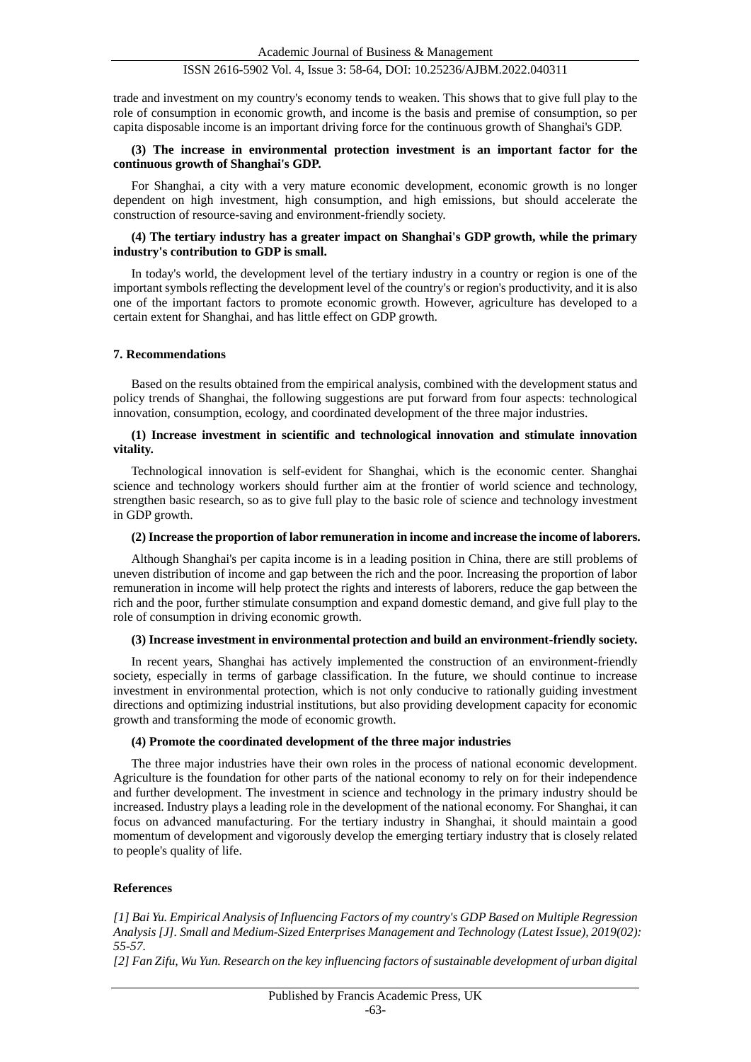trade and investment on my country's economy tends to weaken. This shows that to give full play to the role of consumption in economic growth, and income is the basis and premise of consumption, so per capita disposable income is an important driving force for the continuous growth of Shanghai's GDP.

**(3) The increase in environmental protection investment is an important factor for the continuous growth of Shanghai's GDP.**

For Shanghai, a city with a very mature economic development, economic growth is no longer dependent on high investment, high consumption, and high emissions, but should accelerate the construction of resource-saving and environment-friendly society.

**(4) The tertiary industry has a greater impact on Shanghai's GDP growth, while the primary industry's contribution to GDP is small.**

In today's world, the development level of the tertiary industry in a country or region is one of the important symbols reflecting the development level of the country's or region's productivity, and it is also one of the important factors to promote economic growth. However, agriculture has developed to a certain extent for Shanghai, and has little effect on GDP growth.

## 7. Recommendations

Based on the results obtained from the empirical analysis, combined with the development status and policy trends of Shanghai, the following suggestions are put forward from four aspects: technological innovation, consumption, ecology, and coordinated development of the three major industries.

**(1) Increase investment in scientific and technological innovation and stimulate innovation vitality.**

Technological innovation is self-evident for Shanghai, which is the economic center. Shanghai science and technology workers should further aim at the frontier of world science and technology, strengthen basic research, so as to give full play to the basic role of science and technology investment in GDP growth.

**(2) Increase the proportion of labor remuneration in income and increase the income of laborers.**

Although Shanghai's per capita income is in a leading position in China, there are still problems of uneven distribution of income and gap between the rich and the poor. Increasing the proportion of labor remuneration in income will help protect the rights and interests of laborers, reduce the gap between the rich and the poor, further stimulate consumption and expand domestic demand, and give full play to the role of consumption in driving economic growth.

**(3) Increase investment in environmental protection and build an environment-friendly society.**

In recent years, Shanghai has actively implemented the construction of an environment-friendly society, especially in terms of garbage classification. In the future, we should continue to increase investment in environmental protection, which is not only conducive to rationally guiding investment directions and optimizing industrial institutions, but also providing development capacity for economic growth and transforming the mode of economic growth.

**(4) Promote the coordinated development of the three major industries**

The three major industries have their own roles in the process of national economic development. Agriculture is the foundation for other parts of the national economy to rely on for their independence and further development. The investment in science and technology in the primary industry should be increased. Industry plays a leading role in the development of the national economy. For Shanghai, it can focus on advanced manufacturing. For the tertiary industry in Shanghai, it should maintain a good momentum of development and vigorously develop the emerging tertiary industry that is closely related to people's quality of life.

## References

*[1] Bai Yu. Empirical Analysis of Influencing Factors of my country's GDP Based on Multiple Regression Analysis [J]. Small and Medium-Sized Enterprises Management and Technology (Latest Issue), 2019(02): 55-57.*

*[2] Fan Zifu, Wu Yun. Research on the key influencing factors of sustainable development of urban digital*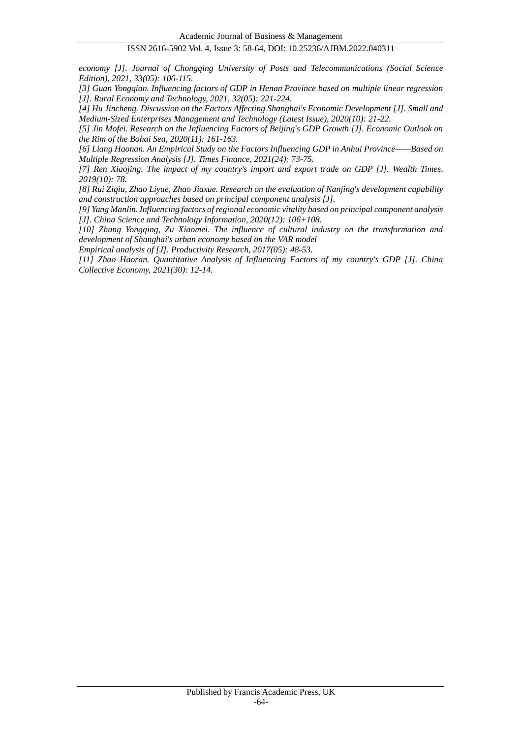*economy [J]. Journal of Chongqing University of Posts and Telecommunications (Social Science Edition), 2021, 33(05): 106-115.*

*[3] Guan Yongqian. Influencing factors of GDP in Henan Province based on multiple linear regression [J]. Rural Economy and Technology, 2021, 32(05): 221-224.*

*[4] Hu Jincheng. Discussion on the Factors Affecting Shanghai's Economic Development [J]. Small and Medium-Sized Enterprises Management and Technology (Latest Issue), 2020(10): 21-22.*

*[5] Jin Mofei. Research on the Influencing Factors of Beijing's GDP Growth [J]. Economic Outlook on the Rim of the Bohai Sea, 2020(11): 161-163.*

*[6] Liang Haonan. An Empirical Study on the Factors Influencing GDP in Anhui Province——Based on Multiple Regression Analysis [J]. Times Finance, 2021(24): 73-75.*

*[7] Ren Xiaojing. The impact of my country's import and export trade on GDP [J]. Wealth Times, 2019(10): 78.*

*[8] Rui Ziqiu, Zhao Liyue, Zhao Jiaxue. Research on the evaluation of Nanjing's development capability and construction approaches based on principal component analysis [J].*

*[9] Yang Manlin. Influencing factors of regional economic vitality based on principal component analysis [J]. China Science and Technology Information, 2020(12): 106+108.*

*[10] Zhang Yongqing, Zu Xiaomei. The influence of cultural industry on the transformation and development of Shanghai's urban economy based on the VAR model*

*Empirical analysis of [J]. Productivity Research, 2017(05): 48-53.*

*[11] Zhao Haoran. Quantitative Analysis of Influencing Factors of my country's GDP [J]. China Collective Economy, 2021(30): 12-14.*